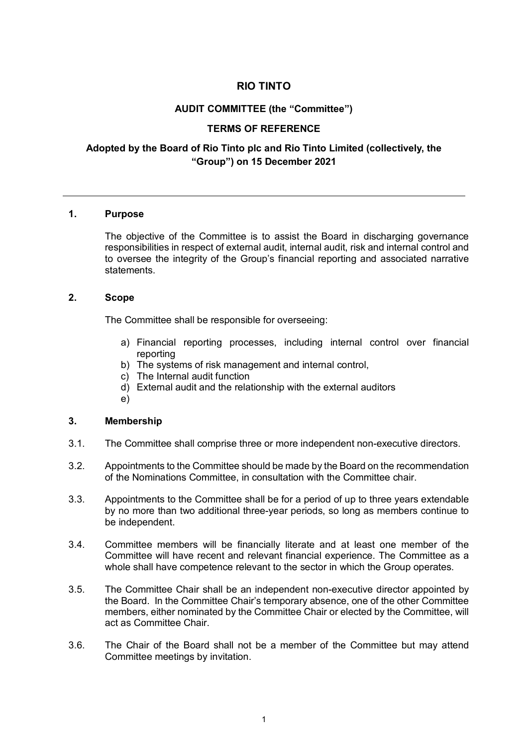# RIO TINTO

## AUDIT COMMITTEE (the "Committee")

## TERMS OF REFERENCE

## Adopted by the Board of Rio Tinto plc and Rio Tinto Limited (collectively, the "Group") on 15 December 2021

---

### 1. Purpose

The objective of the Committee is to assist the Board in discharging governance responsibilities in respect of external audit, internal audit, risk and internal control and to oversee the integrity of the Group's financial reporting and associated narrative statements.

### 2. Scope

The Committee shall be responsible for overseeing:

a) Financial reporting processes, including internal control over financial reporting
b) The systems of risk management and internal control,
c) The Internal audit function
d) External audit and the relationship with the external auditors
e)

### 3. Membership

3.1. The Committee shall comprise three or more independent non-executive directors.

3.2. Appointments to the Committee should be made by the Board on the recommendation of the Nominations Committee, in consultation with the Committee chair.

3.3. Appointments to the Committee shall be for a period of up to three years extendable by no more than two additional three-year periods, so long as members continue to be independent.

3.4. Committee members will be financially literate and at least one member of the Committee will have recent and relevant financial experience. The Committee as a whole shall have competence relevant to the sector in which the Group operates.

3.5. The Committee Chair shall be an independent non-executive director appointed by the Board. In the Committee Chair's temporary absence, one of the other Committee members, either nominated by the Committee Chair or elected by the Committee, will act as Committee Chair.

3.6. The Chair of the Board shall not be a member of the Committee but may attend Committee meetings by invitation.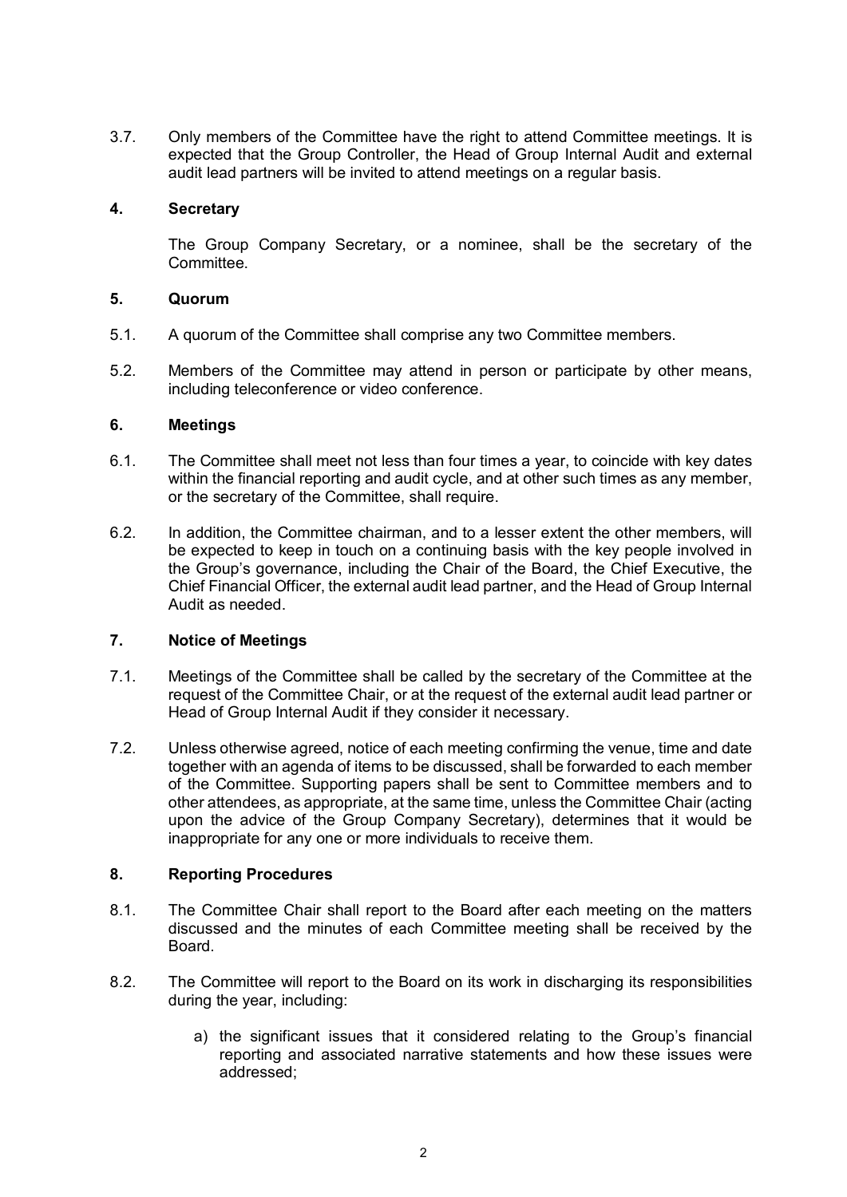3.7. Only members of the Committee have the right to attend Committee meetings. It is expected that the Group Controller, the Head of Group Internal Audit and external audit lead partners will be invited to attend meetings on a regular basis.

## 4. Secretary

The Group Company Secretary, or a nominee, shall be the secretary of the Committee.

## 5. Quorum

5.1. A quorum of the Committee shall comprise any two Committee members.

5.2. Members of the Committee may attend in person or participate by other means, including teleconference or video conference.

## 6. Meetings

6.1. The Committee shall meet not less than four times a year, to coincide with key dates within the financial reporting and audit cycle, and at other such times as any member, or the secretary of the Committee, shall require.

6.2. In addition, the Committee chairman, and to a lesser extent the other members, will be expected to keep in touch on a continuing basis with the key people involved in the Group's governance, including the Chair of the Board, the Chief Executive, the Chief Financial Officer, the external audit lead partner, and the Head of Group Internal Audit as needed.

## 7. Notice of Meetings

7.1. Meetings of the Committee shall be called by the secretary of the Committee at the request of the Committee Chair, or at the request of the external audit lead partner or Head of Group Internal Audit if they consider it necessary.

7.2. Unless otherwise agreed, notice of each meeting confirming the venue, time and date together with an agenda of items to be discussed, shall be forwarded to each member of the Committee. Supporting papers shall be sent to Committee members and to other attendees, as appropriate, at the same time, unless the Committee Chair (acting upon the advice of the Group Company Secretary), determines that it would be inappropriate for any one or more individuals to receive them.

## 8. Reporting Procedures

8.1. The Committee Chair shall report to the Board after each meeting on the matters discussed and the minutes of each Committee meeting shall be received by the Board.

8.2. The Committee will report to the Board on its work in discharging its responsibilities during the year, including:

a) the significant issues that it considered relating to the Group's financial reporting and associated narrative statements and how these issues were addressed;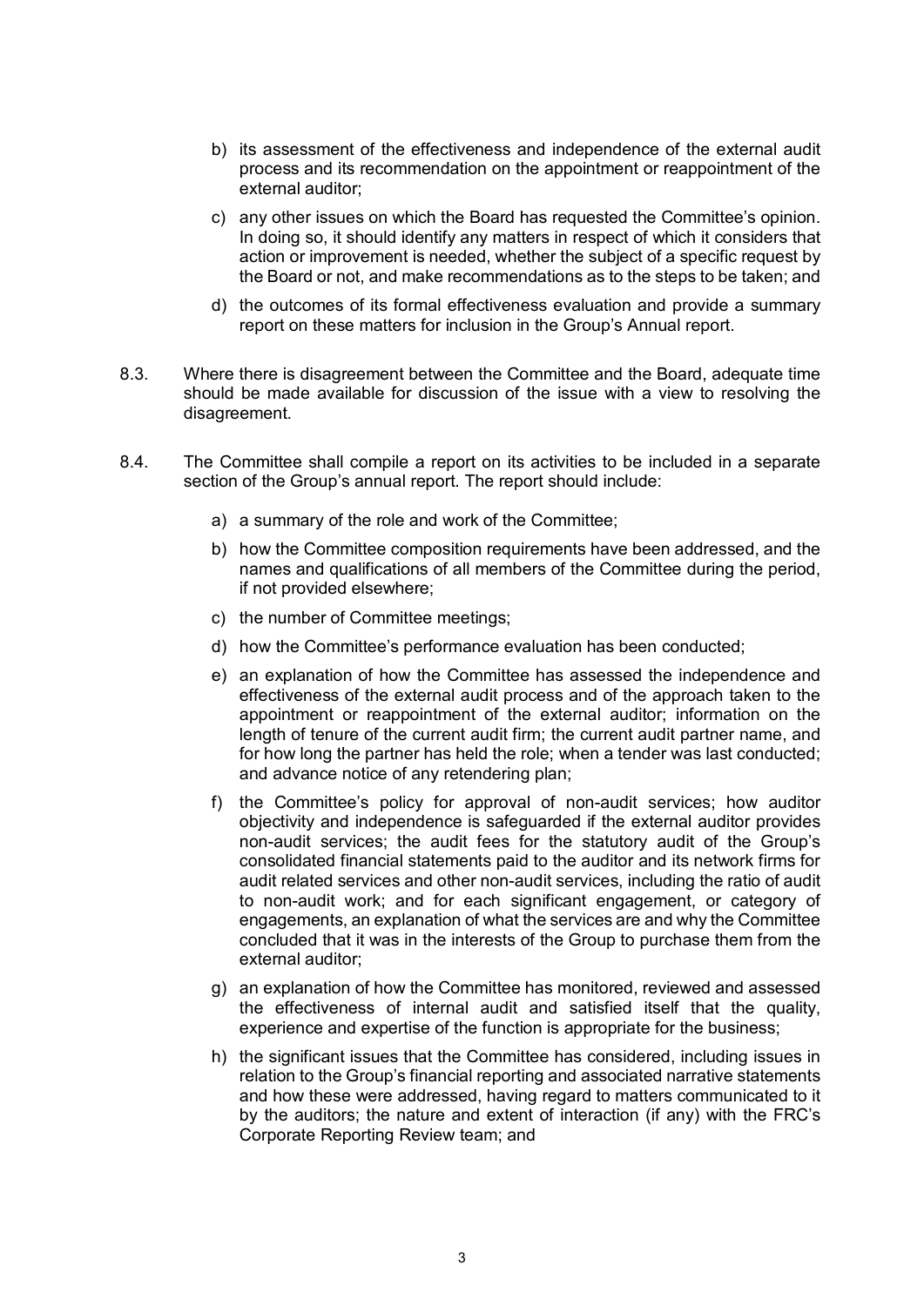b) its assessment of the effectiveness and independence of the external audit process and its recommendation on the appointment or reappointment of the external auditor;

c) any other issues on which the Board has requested the Committee's opinion. In doing so, it should identify any matters in respect of which it considers that action or improvement is needed, whether the subject of a specific request by the Board or not, and make recommendations as to the steps to be taken; and

d) the outcomes of its formal effectiveness evaluation and provide a summary report on these matters for inclusion in the Group's Annual report.

8.3. Where there is disagreement between the Committee and the Board, adequate time should be made available for discussion of the issue with a view to resolving the disagreement.

8.4. The Committee shall compile a report on its activities to be included in a separate section of the Group's annual report. The report should include:

a) a summary of the role and work of the Committee;

b) how the Committee composition requirements have been addressed, and the names and qualifications of all members of the Committee during the period, if not provided elsewhere;

c) the number of Committee meetings;

d) how the Committee's performance evaluation has been conducted;

e) an explanation of how the Committee has assessed the independence and effectiveness of the external audit process and of the approach taken to the appointment or reappointment of the external auditor; information on the length of tenure of the current audit firm; the current audit partner name, and for how long the partner has held the role; when a tender was last conducted; and advance notice of any retendering plan;

f) the Committee's policy for approval of non-audit services; how auditor objectivity and independence is safeguarded if the external auditor provides non-audit services; the audit fees for the statutory audit of the Group's consolidated financial statements paid to the auditor and its network firms for audit related services and other non-audit services, including the ratio of audit to non-audit work; and for each significant engagement, or category of engagements, an explanation of what the services are and why the Committee concluded that it was in the interests of the Group to purchase them from the external auditor;

g) an explanation of how the Committee has monitored, reviewed and assessed the effectiveness of internal audit and satisfied itself that the quality, experience and expertise of the function is appropriate for the business;

h) the significant issues that the Committee has considered, including issues in relation to the Group's financial reporting and associated narrative statements and how these were addressed, having regard to matters communicated to it by the auditors; the nature and extent of interaction (if any) with the FRC's Corporate Reporting Review team; and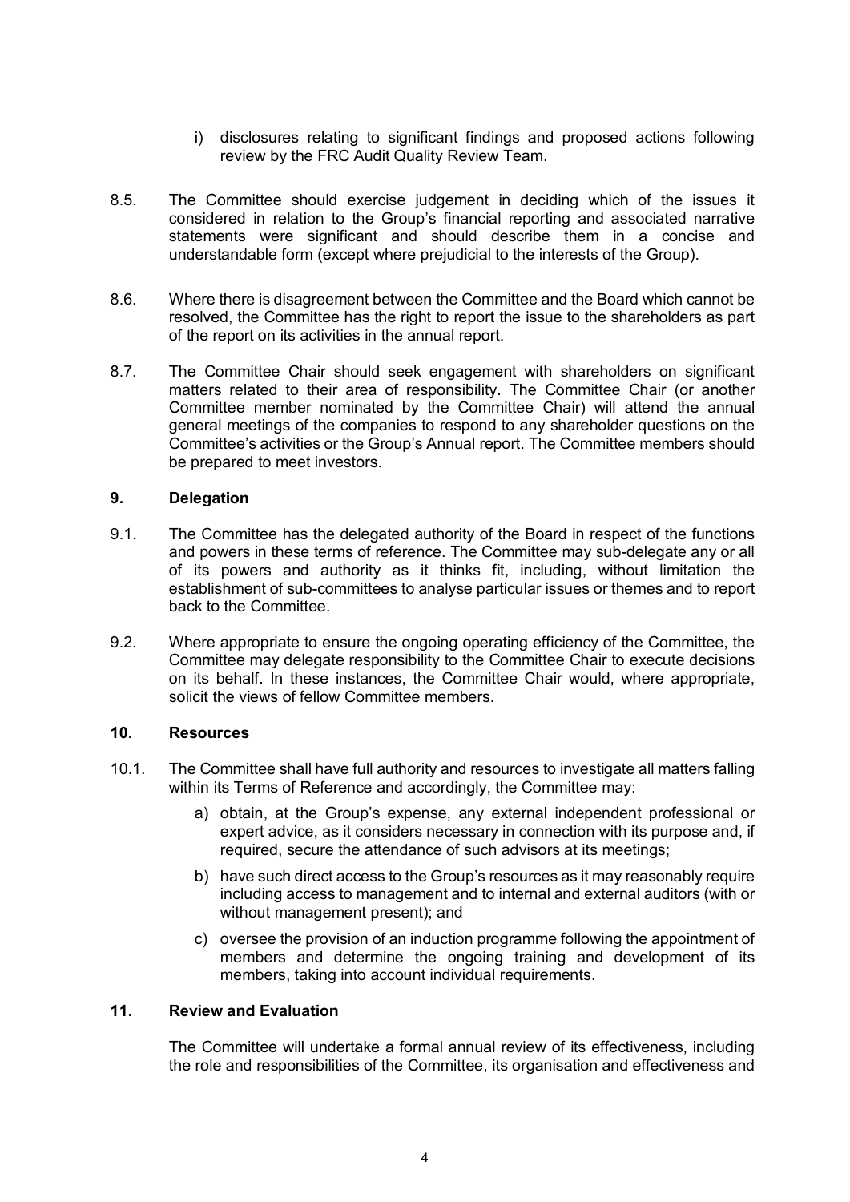i) disclosures relating to significant findings and proposed actions following review by the FRC Audit Quality Review Team.

8.5. The Committee should exercise judgement in deciding which of the issues it considered in relation to the Group's financial reporting and associated narrative statements were significant and should describe them in a concise and understandable form (except where prejudicial to the interests of the Group).

8.6. Where there is disagreement between the Committee and the Board which cannot be resolved, the Committee has the right to report the issue to the shareholders as part of the report on its activities in the annual report.

8.7. The Committee Chair should seek engagement with shareholders on significant matters related to their area of responsibility. The Committee Chair (or another Committee member nominated by the Committee Chair) will attend the annual general meetings of the companies to respond to any shareholder questions on the Committee's activities or the Group's Annual report. The Committee members should be prepared to meet investors.

## 9. Delegation

9.1. The Committee has the delegated authority of the Board in respect of the functions and powers in these terms of reference. The Committee may sub-delegate any or all of its powers and authority as it thinks fit, including, without limitation the establishment of sub-committees to analyse particular issues or themes and to report back to the Committee.

9.2. Where appropriate to ensure the ongoing operating efficiency of the Committee, the Committee may delegate responsibility to the Committee Chair to execute decisions on its behalf. In these instances, the Committee Chair would, where appropriate, solicit the views of fellow Committee members.

## 10. Resources

10.1. The Committee shall have full authority and resources to investigate all matters falling within its Terms of Reference and accordingly, the Committee may:

a) obtain, at the Group's expense, any external independent professional or expert advice, as it considers necessary in connection with its purpose and, if required, secure the attendance of such advisors at its meetings;

b) have such direct access to the Group's resources as it may reasonably require including access to management and to internal and external auditors (with or without management present); and

c) oversee the provision of an induction programme following the appointment of members and determine the ongoing training and development of its members, taking into account individual requirements.

## 11. Review and Evaluation

The Committee will undertake a formal annual review of its effectiveness, including the role and responsibilities of the Committee, its organisation and effectiveness and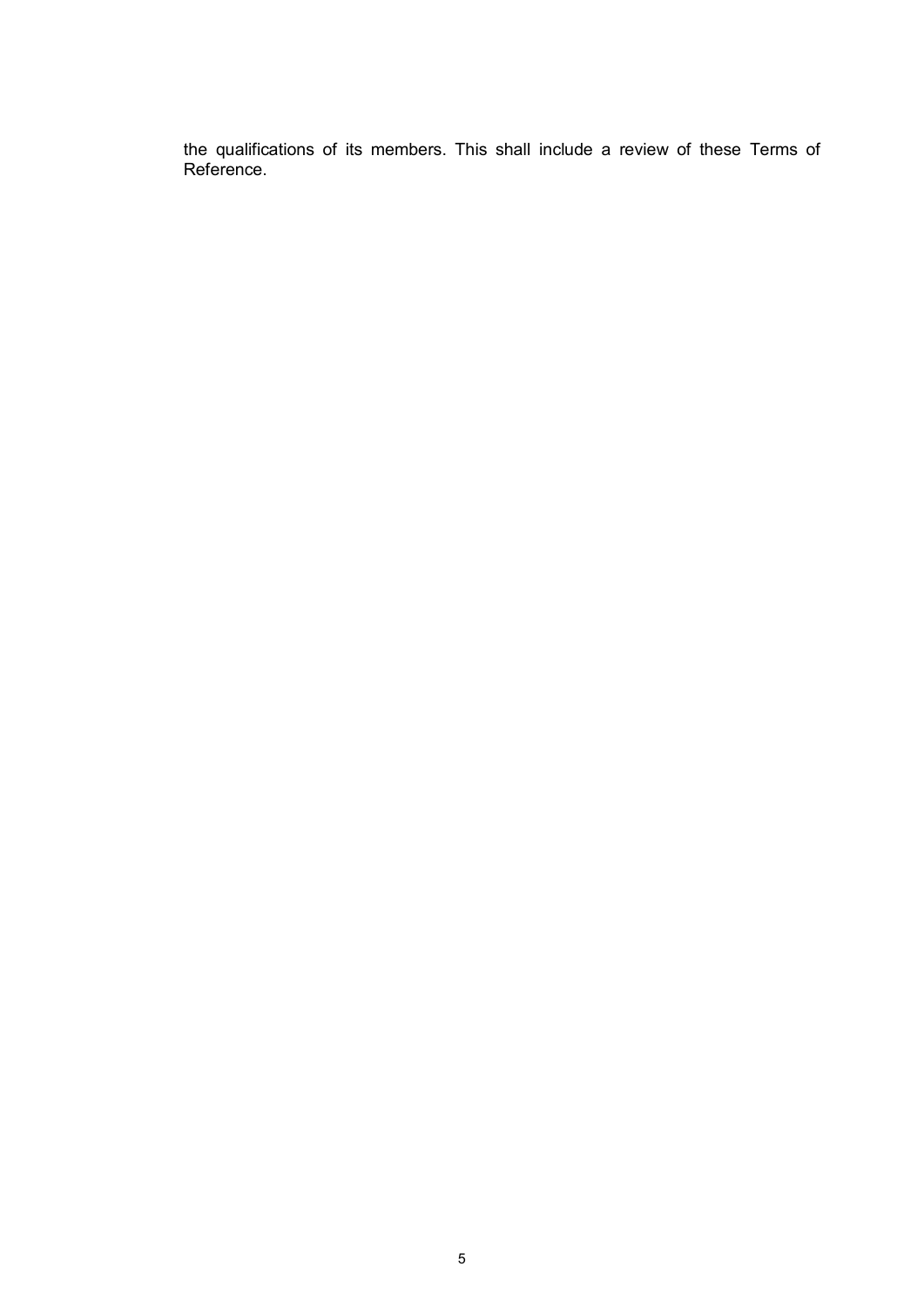the qualifications of its members. This shall include a review of these Terms of Reference.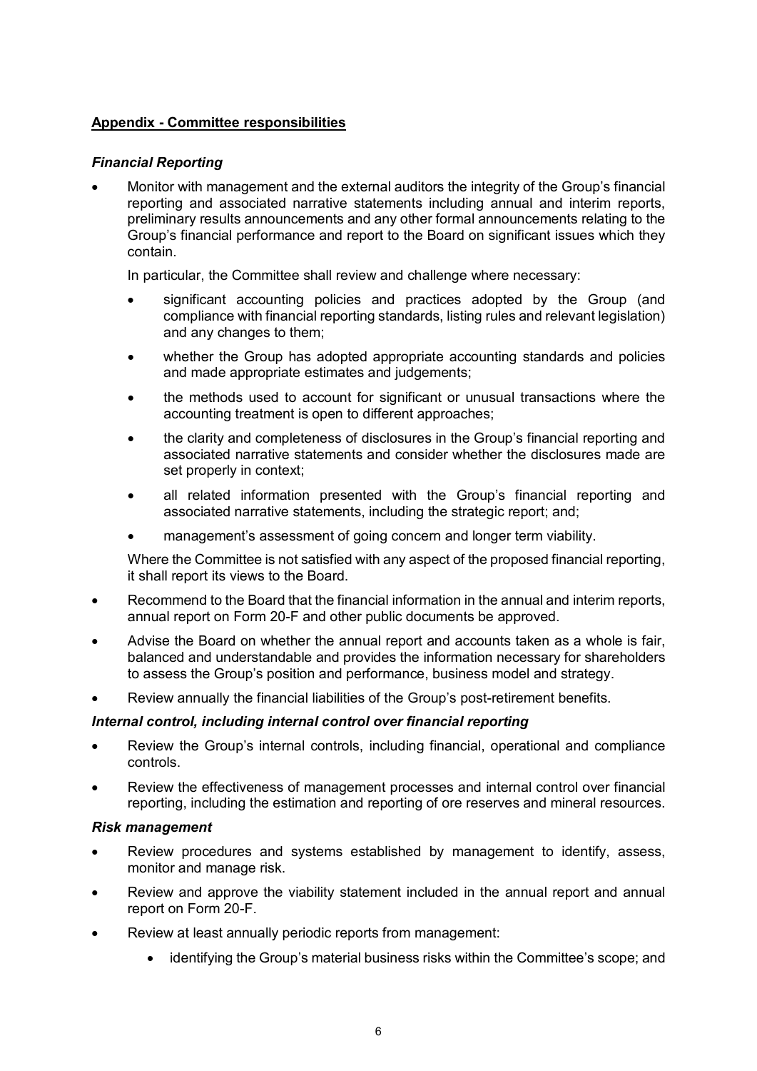## Appendix - Committee responsibilities

### *Financial Reporting*

- Monitor with management and the external auditors the integrity of the Group's financial reporting and associated narrative statements including annual and interim reports, preliminary results announcements and any other formal announcements relating to the Group's financial performance and report to the Board on significant issues which they contain.

  In particular, the Committee shall review and challenge where necessary:

  - significant accounting policies and practices adopted by the Group (and compliance with financial reporting standards, listing rules and relevant legislation) and any changes to them;
  - whether the Group has adopted appropriate accounting standards and policies and made appropriate estimates and judgements;
  - the methods used to account for significant or unusual transactions where the accounting treatment is open to different approaches;
  - the clarity and completeness of disclosures in the Group's financial reporting and associated narrative statements and consider whether the disclosures made are set properly in context;
  - all related information presented with the Group's financial reporting and associated narrative statements, including the strategic report; and;
  - management's assessment of going concern and longer term viability.

  Where the Committee is not satisfied with any aspect of the proposed financial reporting, it shall report its views to the Board.

- Recommend to the Board that the financial information in the annual and interim reports, annual report on Form 20-F and other public documents be approved.
- Advise the Board on whether the annual report and accounts taken as a whole is fair, balanced and understandable and provides the information necessary for shareholders to assess the Group's position and performance, business model and strategy.
- Review annually the financial liabilities of the Group's post-retirement benefits.

### *Internal control, including internal control over financial reporting*

- Review the Group's internal controls, including financial, operational and compliance controls.
- Review the effectiveness of management processes and internal control over financial reporting, including the estimation and reporting of ore reserves and mineral resources.

### *Risk management*

- Review procedures and systems established by management to identify, assess, monitor and manage risk.
- Review and approve the viability statement included in the annual report and annual report on Form 20-F.
- Review at least annually periodic reports from management:
  - identifying the Group's material business risks within the Committee's scope; and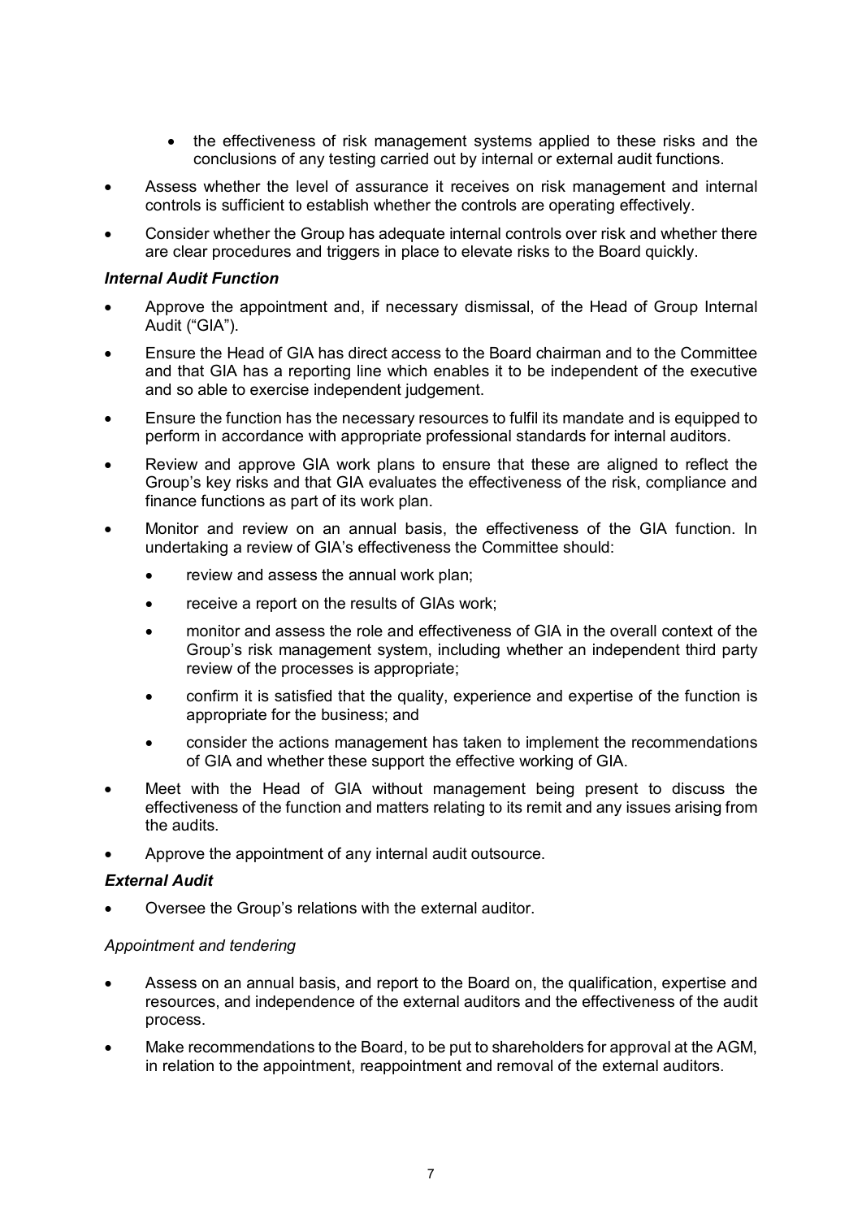- the effectiveness of risk management systems applied to these risks and the conclusions of any testing carried out by internal or external audit functions.
- Assess whether the level of assurance it receives on risk management and internal controls is sufficient to establish whether the controls are operating effectively.
- Consider whether the Group has adequate internal controls over risk and whether there are clear procedures and triggers in place to elevate risks to the Board quickly.

***Internal Audit Function***

- Approve the appointment and, if necessary dismissal, of the Head of Group Internal Audit ("GIA").
- Ensure the Head of GIA has direct access to the Board chairman and to the Committee and that GIA has a reporting line which enables it to be independent of the executive and so able to exercise independent judgement.
- Ensure the function has the necessary resources to fulfil its mandate and is equipped to perform in accordance with appropriate professional standards for internal auditors.
- Review and approve GIA work plans to ensure that these are aligned to reflect the Group's key risks and that GIA evaluates the effectiveness of the risk, compliance and finance functions as part of its work plan.
- Monitor and review on an annual basis, the effectiveness of the GIA function. In undertaking a review of GIA's effectiveness the Committee should:
    - review and assess the annual work plan;
    - receive a report on the results of GIAs work;
    - monitor and assess the role and effectiveness of GIA in the overall context of the Group's risk management system, including whether an independent third party review of the processes is appropriate;
    - confirm it is satisfied that the quality, experience and expertise of the function is appropriate for the business; and
    - consider the actions management has taken to implement the recommendations of GIA and whether these support the effective working of GIA.
- Meet with the Head of GIA without management being present to discuss the effectiveness of the function and matters relating to its remit and any issues arising from the audits.
- Approve the appointment of any internal audit outsource.

***External Audit***

- Oversee the Group's relations with the external auditor.

*Appointment and tendering*

- Assess on an annual basis, and report to the Board on, the qualification, expertise and resources, and independence of the external auditors and the effectiveness of the audit process.
- Make recommendations to the Board, to be put to shareholders for approval at the AGM, in relation to the appointment, reappointment and removal of the external auditors.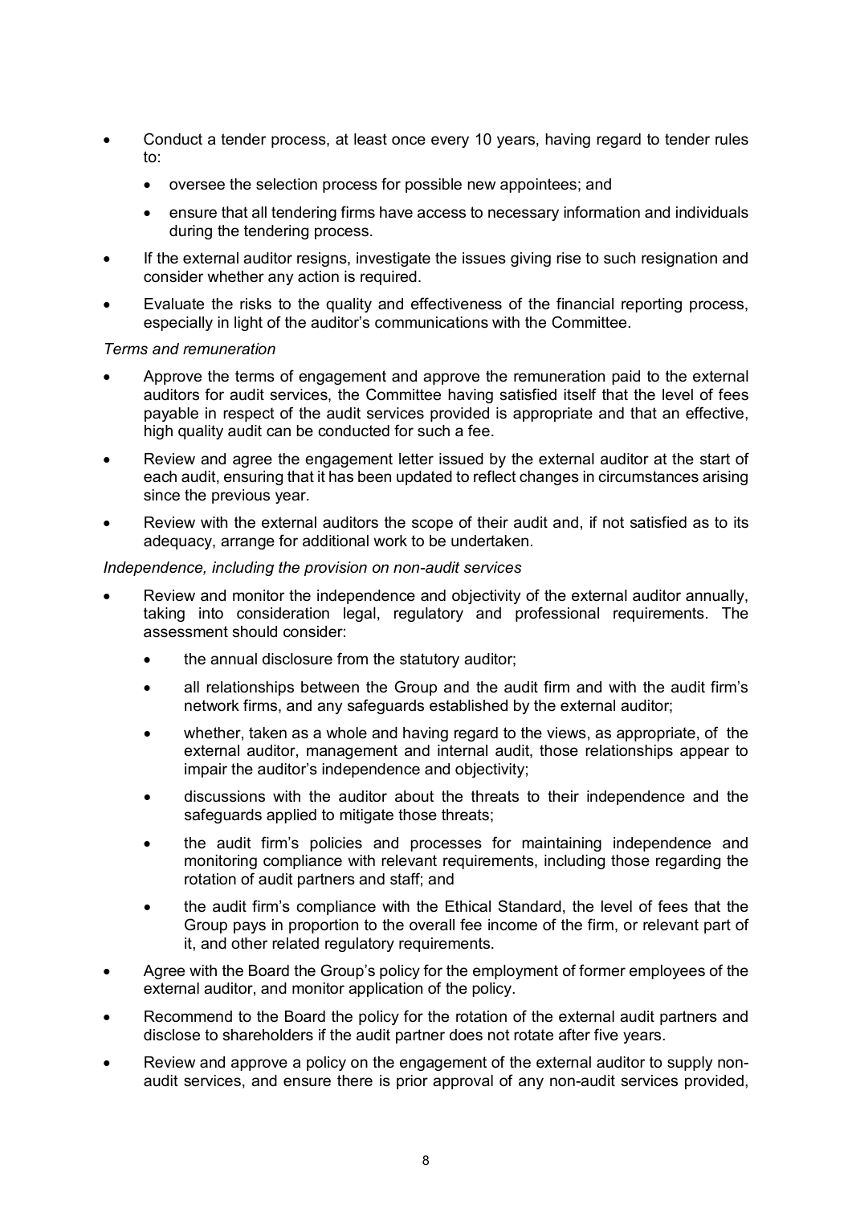- Conduct a tender process, at least once every 10 years, having regard to tender rules to:
  - oversee the selection process for possible new appointees; and
  - ensure that all tendering firms have access to necessary information and individuals during the tendering process.
- If the external auditor resigns, investigate the issues giving rise to such resignation and consider whether any action is required.
- Evaluate the risks to the quality and effectiveness of the financial reporting process, especially in light of the auditor's communications with the Committee.

*Terms and remuneration*

- Approve the terms of engagement and approve the remuneration paid to the external auditors for audit services, the Committee having satisfied itself that the level of fees payable in respect of the audit services provided is appropriate and that an effective, high quality audit can be conducted for such a fee.
- Review and agree the engagement letter issued by the external auditor at the start of each audit, ensuring that it has been updated to reflect changes in circumstances arising since the previous year.
- Review with the external auditors the scope of their audit and, if not satisfied as to its adequacy, arrange for additional work to be undertaken.

*Independence, including the provision on non-audit services*

- Review and monitor the independence and objectivity of the external auditor annually, taking into consideration legal, regulatory and professional requirements. The assessment should consider:
  - the annual disclosure from the statutory auditor;
  - all relationships between the Group and the audit firm and with the audit firm's network firms, and any safeguards established by the external auditor;
  - whether, taken as a whole and having regard to the views, as appropriate, of the external auditor, management and internal audit, those relationships appear to impair the auditor's independence and objectivity;
  - discussions with the auditor about the threats to their independence and the safeguards applied to mitigate those threats;
  - the audit firm's policies and processes for maintaining independence and monitoring compliance with relevant requirements, including those regarding the rotation of audit partners and staff; and
  - the audit firm's compliance with the Ethical Standard, the level of fees that the Group pays in proportion to the overall fee income of the firm, or relevant part of it, and other related regulatory requirements.
- Agree with the Board the Group's policy for the employment of former employees of the external auditor, and monitor application of the policy.
- Recommend to the Board the policy for the rotation of the external audit partners and disclose to shareholders if the audit partner does not rotate after five years.
- Review and approve a policy on the engagement of the external auditor to supply non-audit services, and ensure there is prior approval of any non-audit services provided,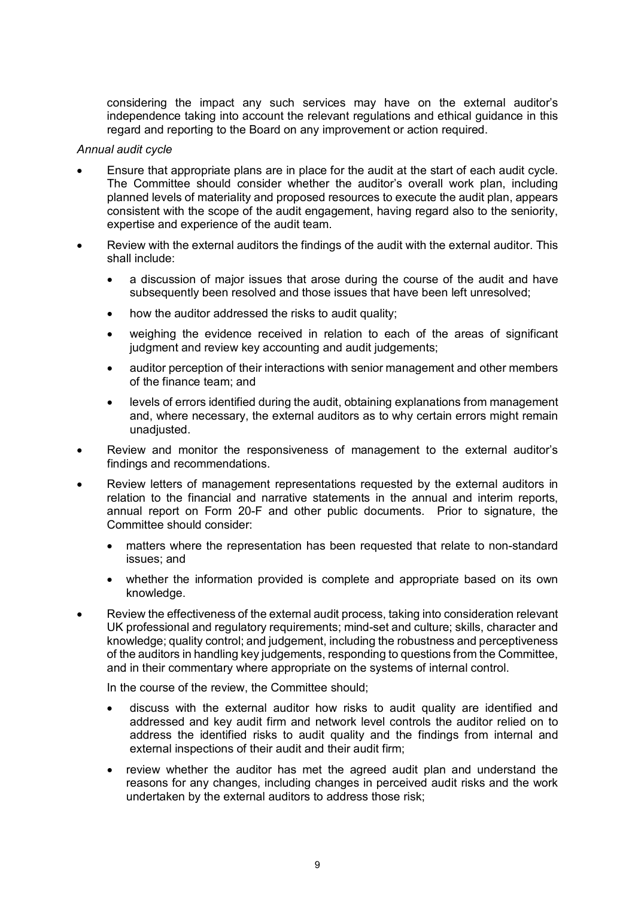considering the impact any such services may have on the external auditor's independence taking into account the relevant regulations and ethical guidance in this regard and reporting to the Board on any improvement or action required.

*Annual audit cycle*

- Ensure that appropriate plans are in place for the audit at the start of each audit cycle. The Committee should consider whether the auditor's overall work plan, including planned levels of materiality and proposed resources to execute the audit plan, appears consistent with the scope of the audit engagement, having regard also to the seniority, expertise and experience of the audit team.
- Review with the external auditors the findings of the audit with the external auditor. This shall include:
  - a discussion of major issues that arose during the course of the audit and have subsequently been resolved and those issues that have been left unresolved;
  - how the auditor addressed the risks to audit quality;
  - weighing the evidence received in relation to each of the areas of significant judgment and review key accounting and audit judgements;
  - auditor perception of their interactions with senior management and other members of the finance team; and
  - levels of errors identified during the audit, obtaining explanations from management and, where necessary, the external auditors as to why certain errors might remain unadjusted.
- Review and monitor the responsiveness of management to the external auditor's findings and recommendations.
- Review letters of management representations requested by the external auditors in relation to the financial and narrative statements in the annual and interim reports, annual report on Form 20-F and other public documents. Prior to signature, the Committee should consider:
  - matters where the representation has been requested that relate to non-standard issues; and
  - whether the information provided is complete and appropriate based on its own knowledge.
- Review the effectiveness of the external audit process, taking into consideration relevant UK professional and regulatory requirements; mind-set and culture; skills, character and knowledge; quality control; and judgement, including the robustness and perceptiveness of the auditors in handling key judgements, responding to questions from the Committee, and in their commentary where appropriate on the systems of internal control.

  In the course of the review, the Committee should;

  - discuss with the external auditor how risks to audit quality are identified and addressed and key audit firm and network level controls the auditor relied on to address the identified risks to audit quality and the findings from internal and external inspections of their audit and their audit firm;
  - review whether the auditor has met the agreed audit plan and understand the reasons for any changes, including changes in perceived audit risks and the work undertaken by the external auditors to address those risk;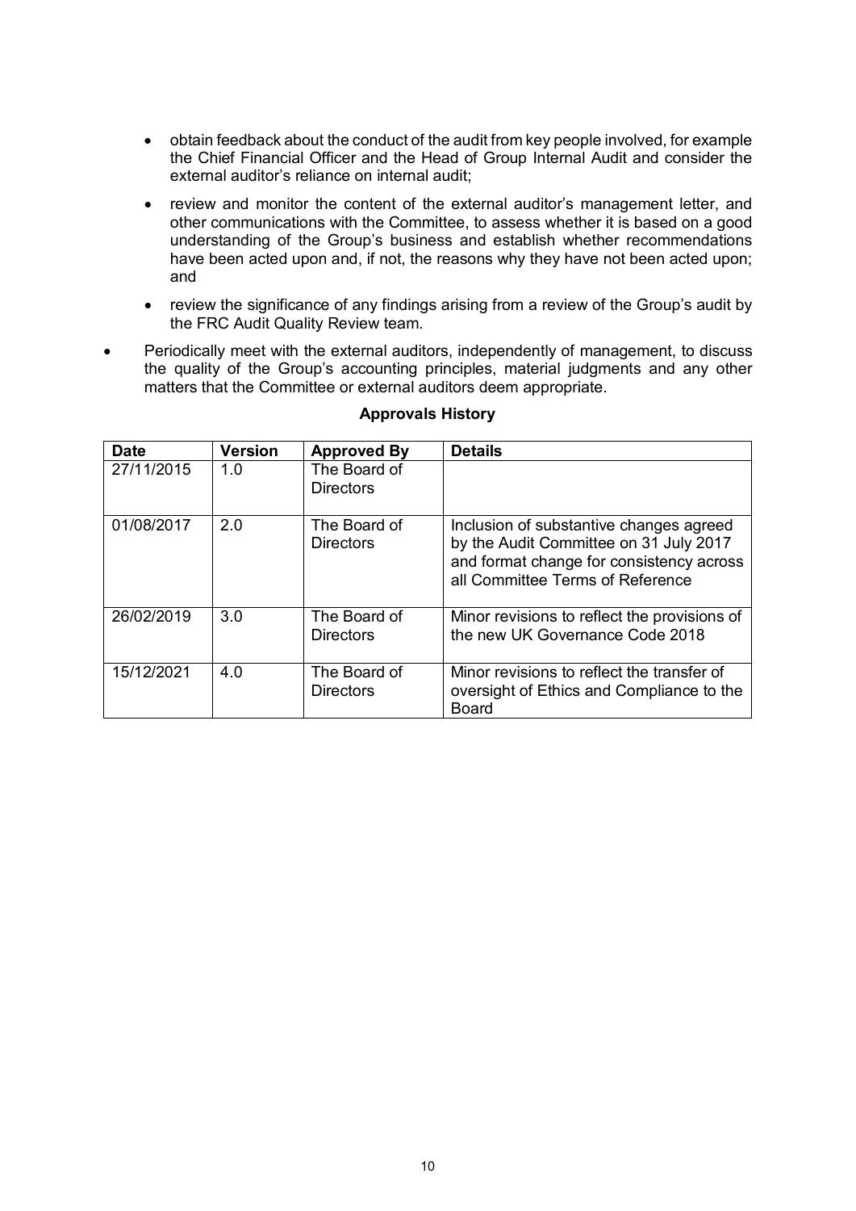- obtain feedback about the conduct of the audit from key people involved, for example the Chief Financial Officer and the Head of Group Internal Audit and consider the external auditor's reliance on internal audit;
- review and monitor the content of the external auditor's management letter, and other communications with the Committee, to assess whether it is based on a good understanding of the Group's business and establish whether recommendations have been acted upon and, if not, the reasons why they have not been acted upon; and
- review the significance of any findings arising from a review of the Group's audit by the FRC Audit Quality Review team.

- Periodically meet with the external auditors, independently of management, to discuss the quality of the Group's accounting principles, material judgments and any other matters that the Committee or external auditors deem appropriate.

**Approvals History**

| Date | Version | Approved By | Details |
|---|---|---|---|
| 27/11/2015 | 1.0 | The Board of Directors | |
| 01/08/2017 | 2.0 | The Board of Directors | Inclusion of substantive changes agreed by the Audit Committee on 31 July 2017 and format change for consistency across all Committee Terms of Reference |
| 26/02/2019 | 3.0 | The Board of Directors | Minor revisions to reflect the provisions of the new UK Governance Code 2018 |
| 15/12/2021 | 4.0 | The Board of Directors | Minor revisions to reflect the transfer of oversight of Ethics and Compliance to the Board |